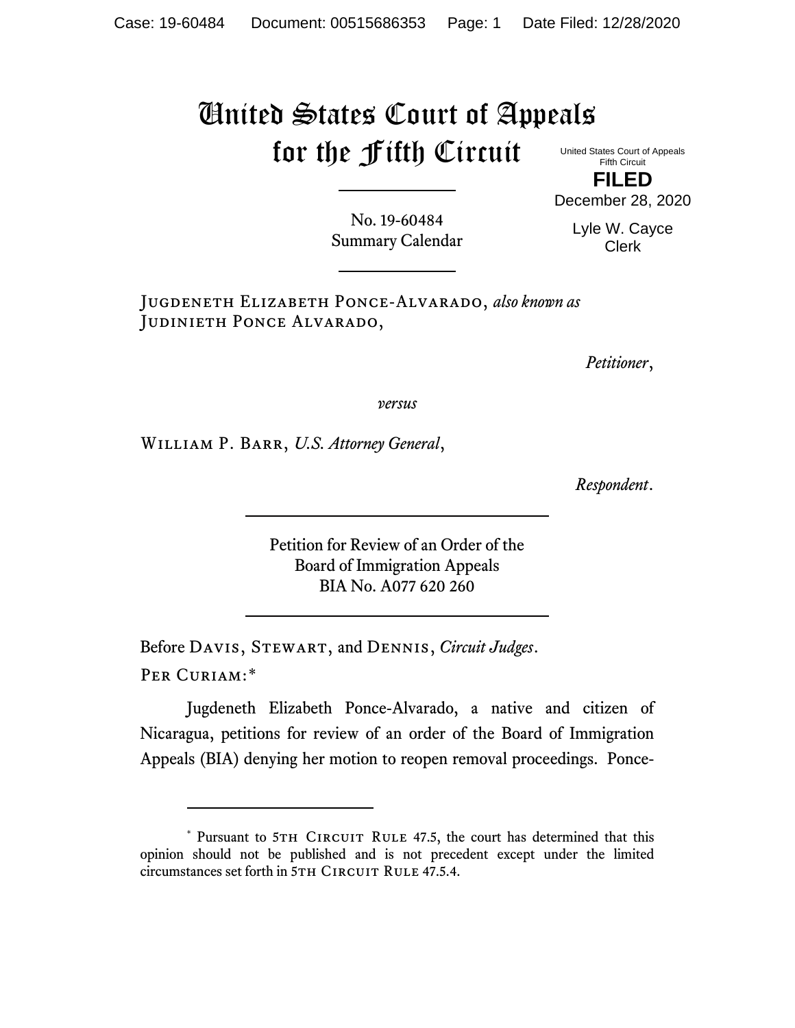# United States Court of Appeals for the Fifth Circuit

United States Court of Appeals
Fifth Circuit

**FILED**

December 28, 2020

Lyle W. Cayce
Clerk

No. 19-60484
Summary Calendar

Jugdeneth Elizabeth Ponce-Alvarado, *also known as* Judinieth Ponce Alvarado,

*Petitioner*,

*versus*

William P. Barr, *U.S. Attorney General*,

*Respondent*.

Petition for Review of an Order of the
Board of Immigration Appeals
BIA No. A077 620 260

Before Davis, Stewart, and Dennis, *Circuit Judges*.

Per Curiam:*

Jugdeneth Elizabeth Ponce-Alvarado, a native and citizen of Nicaragua, petitions for review of an order of the Board of Immigration Appeals (BIA) denying her motion to reopen removal proceedings. Ponce-

---

* Pursuant to 5th Circuit Rule 47.5, the court has determined that this opinion should not be published and is not precedent except under the limited circumstances set forth in 5th Circuit Rule 47.5.4.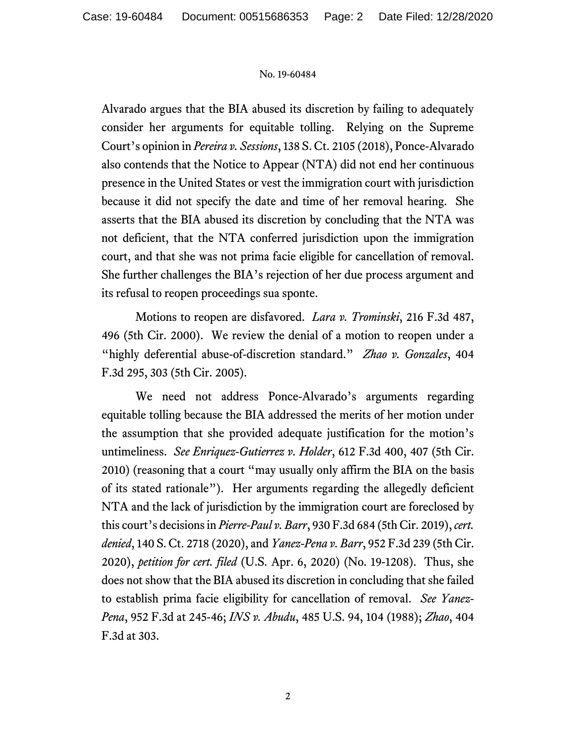Alvarado argues that the BIA abused its discretion by failing to adequately consider her arguments for equitable tolling. Relying on the Supreme Court's opinion in *Pereira v. Sessions*, 138 S. Ct. 2105 (2018), Ponce-Alvarado also contends that the Notice to Appear (NTA) did not end her continuous presence in the United States or vest the immigration court with jurisdiction because it did not specify the date and time of her removal hearing. She asserts that the BIA abused its discretion by concluding that the NTA was not deficient, that the NTA conferred jurisdiction upon the immigration court, and that she was not prima facie eligible for cancellation of removal. She further challenges the BIA's rejection of her due process argument and its refusal to reopen proceedings sua sponte.

Motions to reopen are disfavored. *Lara v. Trominski*, 216 F.3d 487, 496 (5th Cir. 2000). We review the denial of a motion to reopen under a "highly deferential abuse-of-discretion standard." *Zhao v. Gonzales*, 404 F.3d 295, 303 (5th Cir. 2005).

We need not address Ponce-Alvarado's arguments regarding equitable tolling because the BIA addressed the merits of her motion under the assumption that she provided adequate justification for the motion's untimeliness. *See Enriquez-Gutierrez v. Holder*, 612 F.3d 400, 407 (5th Cir. 2010) (reasoning that a court "may usually only affirm the BIA on the basis of its stated rationale"). Her arguments regarding the allegedly deficient NTA and the lack of jurisdiction by the immigration court are foreclosed by this court's decisions in *Pierre-Paul v. Barr*, 930 F.3d 684 (5th Cir. 2019), *cert. denied*, 140 S. Ct. 2718 (2020), and *Yanez-Pena v. Barr*, 952 F.3d 239 (5th Cir. 2020), *petition for cert. filed* (U.S. Apr. 6, 2020) (No. 19-1208). Thus, she does not show that the BIA abused its discretion in concluding that she failed to establish prima facie eligibility for cancellation of removal. *See Yanez-Pena*, 952 F.3d at 245-46; *INS v. Abudu*, 485 U.S. 94, 104 (1988); *Zhao*, 404 F.3d at 303.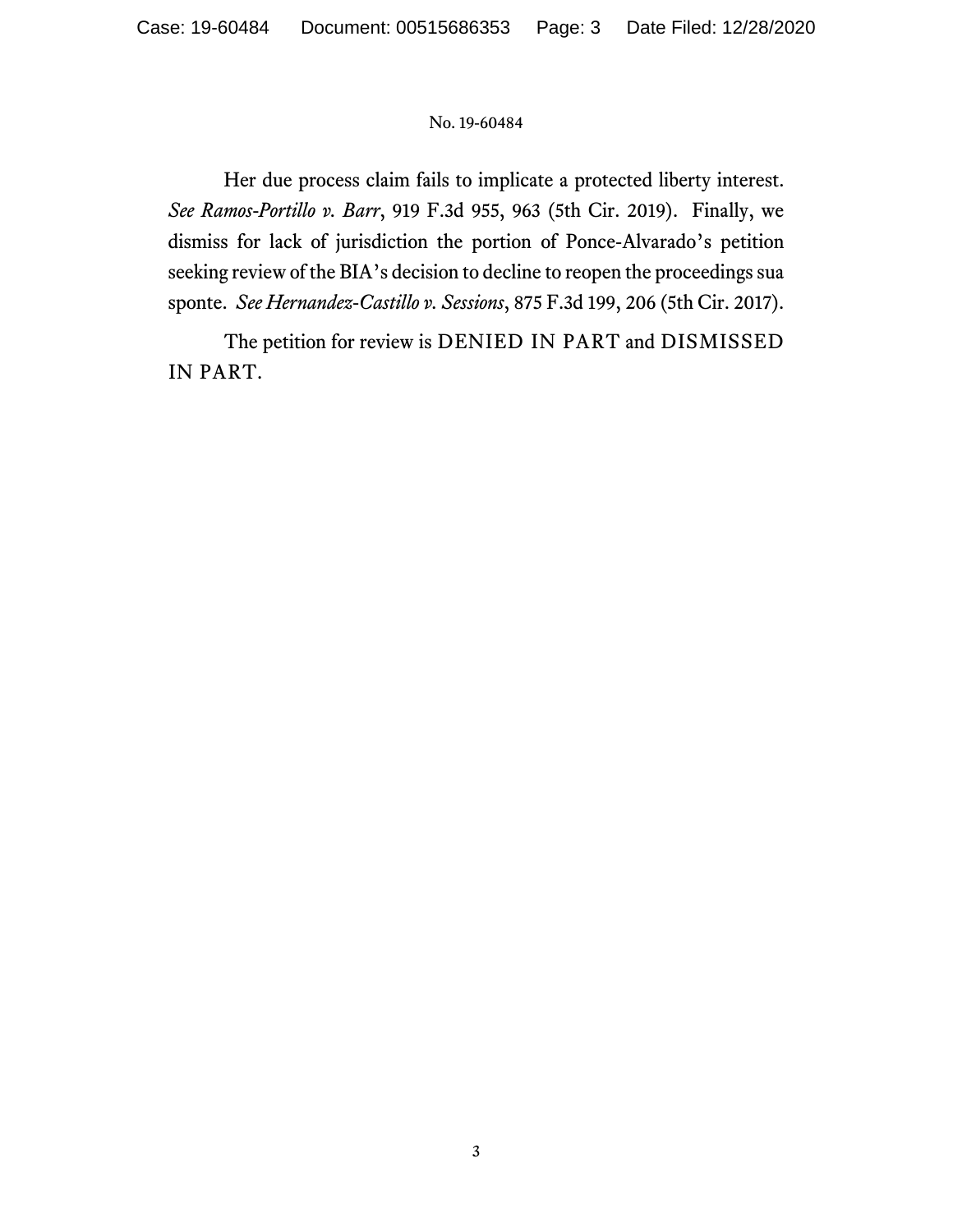Her due process claim fails to implicate a protected liberty interest. *See Ramos-Portillo v. Barr*, 919 F.3d 955, 963 (5th Cir. 2019). Finally, we dismiss for lack of jurisdiction the portion of Ponce-Alvarado's petition seeking review of the BIA's decision to decline to reopen the proceedings sua sponte. *See Hernandez-Castillo v. Sessions*, 875 F.3d 199, 206 (5th Cir. 2017).

The petition for review is DENIED IN PART and DISMISSED IN PART.